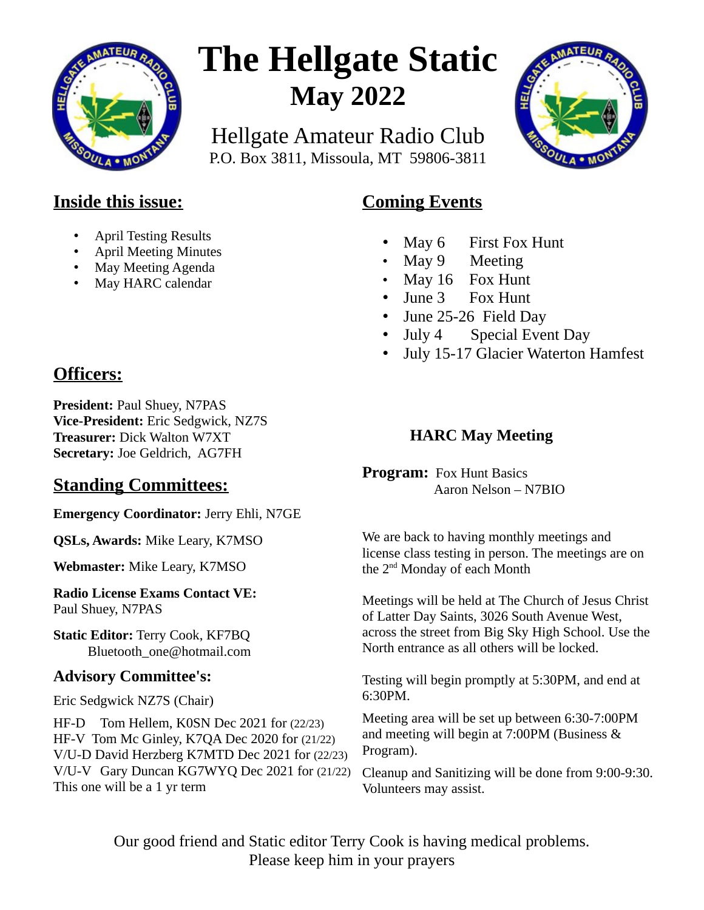# The Hellgate Static

## May 2022

Hellgate Amateur Radio Club
P.O. Box 3811, Missoula, MT 59806-3811

## Inside this issue:

- April Testing Results
- April Meeting Minutes
- May Meeting Agenda
- May HARC calendar

## Coming Events

- May 6 First Fox Hunt
- May 9 Meeting
- May 16 Fox Hunt
- June 3 Fox Hunt
- June 25-26 Field Day
- July 4 Special Event Day
- July 15-17 Glacier Waterton Hamfest

## Officers:

**President:** Paul Shuey, N7PAS
**Vice-President:** Eric Sedgwick, NZ7S
**Treasurer:** Dick Walton W7XT
**Secretary:** Joe Geldrich, AG7FH

## Standing Committees:

**Emergency Coordinator:** Jerry Ehli, N7GE

**QSLs, Awards:** Mike Leary, K7MSO

**Webmaster:** Mike Leary, K7MSO

**Radio License Exams Contact VE:**
Paul Shuey, N7PAS

**Static Editor:** Terry Cook, KF7BQ
Bluetooth_one@hotmail.com

### Advisory Committee's:

Eric Sedgwick NZ7S (Chair)

HF-D Tom Hellem, K0SN Dec 2021 for (22/23)
HF-V Tom Mc Ginley, K7QA Dec 2020 for (21/22)
V/U-D David Herzberg K7MTD Dec 2021 for (22/23)
V/U-V Gary Duncan KG7WYQ Dec 2021 for (21/22)
This one will be a 1 yr term

### HARC May Meeting

**Program:** Fox Hunt Basics
Aaron Nelson – N7BIO

We are back to having monthly meetings and license class testing in person. The meetings are on the 2nd Monday of each Month

Meetings will be held at The Church of Jesus Christ of Latter Day Saints, 3026 South Avenue West, across the street from Big Sky High School. Use the North entrance as all others will be locked.

Testing will begin promptly at 5:30PM, and end at 6:30PM.

Meeting area will be set up between 6:30-7:00PM and meeting will begin at 7:00PM (Business & Program).

Cleanup and Sanitizing will be done from 9:00-9:30. Volunteers may assist.

Our good friend and Static editor Terry Cook is having medical problems.
Please keep him in your prayers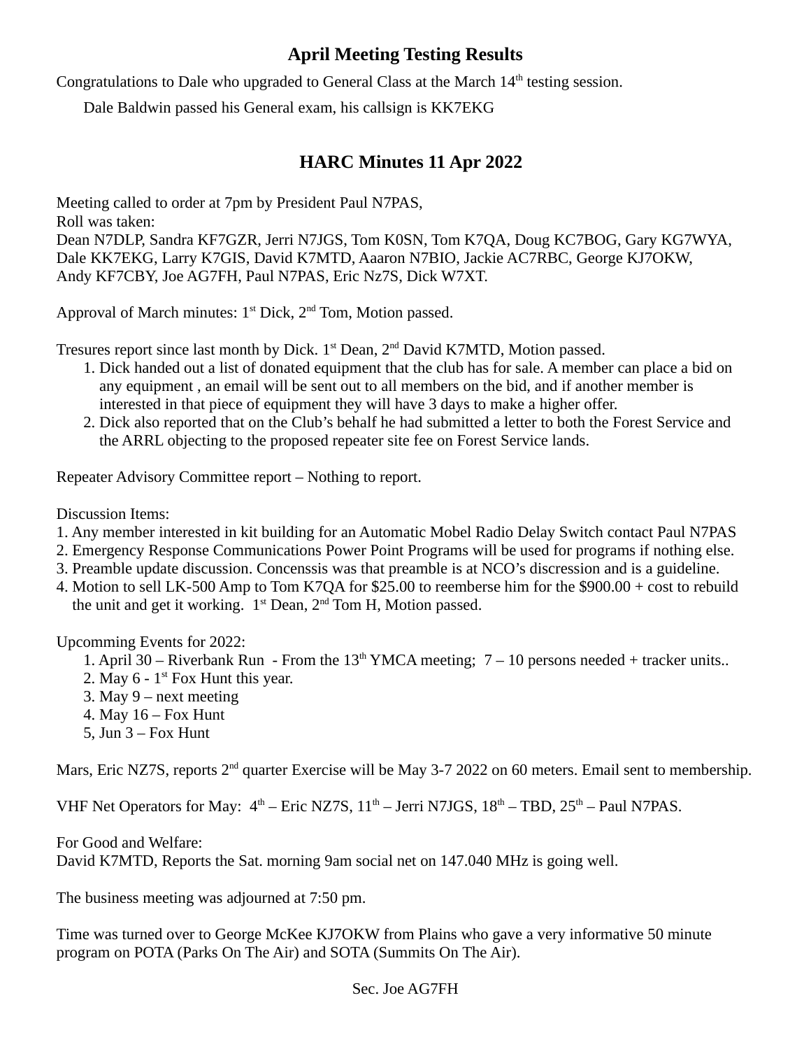## April Meeting Testing Results

Congratulations to Dale who upgraded to General Class at the March 14th testing session.

Dale Baldwin passed his General exam, his callsign is KK7EKG

## HARC Minutes 11 Apr 2022

Meeting called to order at 7pm by President Paul N7PAS,
Roll was taken:
Dean N7DLP, Sandra KF7GZR, Jerri N7JGS, Tom K0SN, Tom K7QA, Doug KC7BOG, Gary KG7WYA, Dale KK7EKG, Larry K7GIS, David K7MTD, Aaaron N7BIO, Jackie AC7RBC, George KJ7OKW, Andy KF7CBY, Joe AG7FH, Paul N7PAS, Eric Nz7S, Dick W7XT.

Approval of March minutes: 1st Dick, 2nd Tom, Motion passed.

Tresures report since last month by Dick. 1st Dean, 2nd David K7MTD, Motion passed.

1. Dick handed out a list of donated equipment that the club has for sale. A member can place a bid on any equipment , an email will be sent out to all members on the bid, and if another member is interested in that piece of equipment they will have 3 days to make a higher offer.
2. Dick also reported that on the Club's behalf he had submitted a letter to both the Forest Service and the ARRL objecting to the proposed repeater site fee on Forest Service lands.

Repeater Advisory Committee report – Nothing to report.

Discussion Items:

1. Any member interested in kit building for an Automatic Mobel Radio Delay Switch contact Paul N7PAS
2. Emergency Response Communications Power Point Programs will be used for programs if nothing else.
3. Preamble update discussion. Concenssis was that preamble is at NCO's discression and is a guideline.
4. Motion to sell LK-500 Amp to Tom K7QA for $25.00 to reemberse him for the $900.00 + cost to rebuild the unit and get it working. 1st Dean, 2nd Tom H, Motion passed.

Upcomming Events for 2022:

1. April 30 – Riverbank Run - From the 13th YMCA meeting; 7 – 10 persons needed + tracker units..
2. May 6 - 1st Fox Hunt this year.
3. May 9 – next meeting
4. May 16 – Fox Hunt
5. Jun 3 – Fox Hunt

Mars, Eric NZ7S, reports 2nd quarter Exercise will be May 3-7 2022 on 60 meters. Email sent to membership.

VHF Net Operators for May: 4th – Eric NZ7S, 11th – Jerri N7JGS, 18th – TBD, 25th – Paul N7PAS.

For Good and Welfare:
David K7MTD, Reports the Sat. morning 9am social net on 147.040 MHz is going well.

The business meeting was adjourned at 7:50 pm.

Time was turned over to George McKee KJ7OKW from Plains who gave a very informative 50 minute program on POTA (Parks On The Air) and SOTA (Summits On The Air).

Sec. Joe AG7FH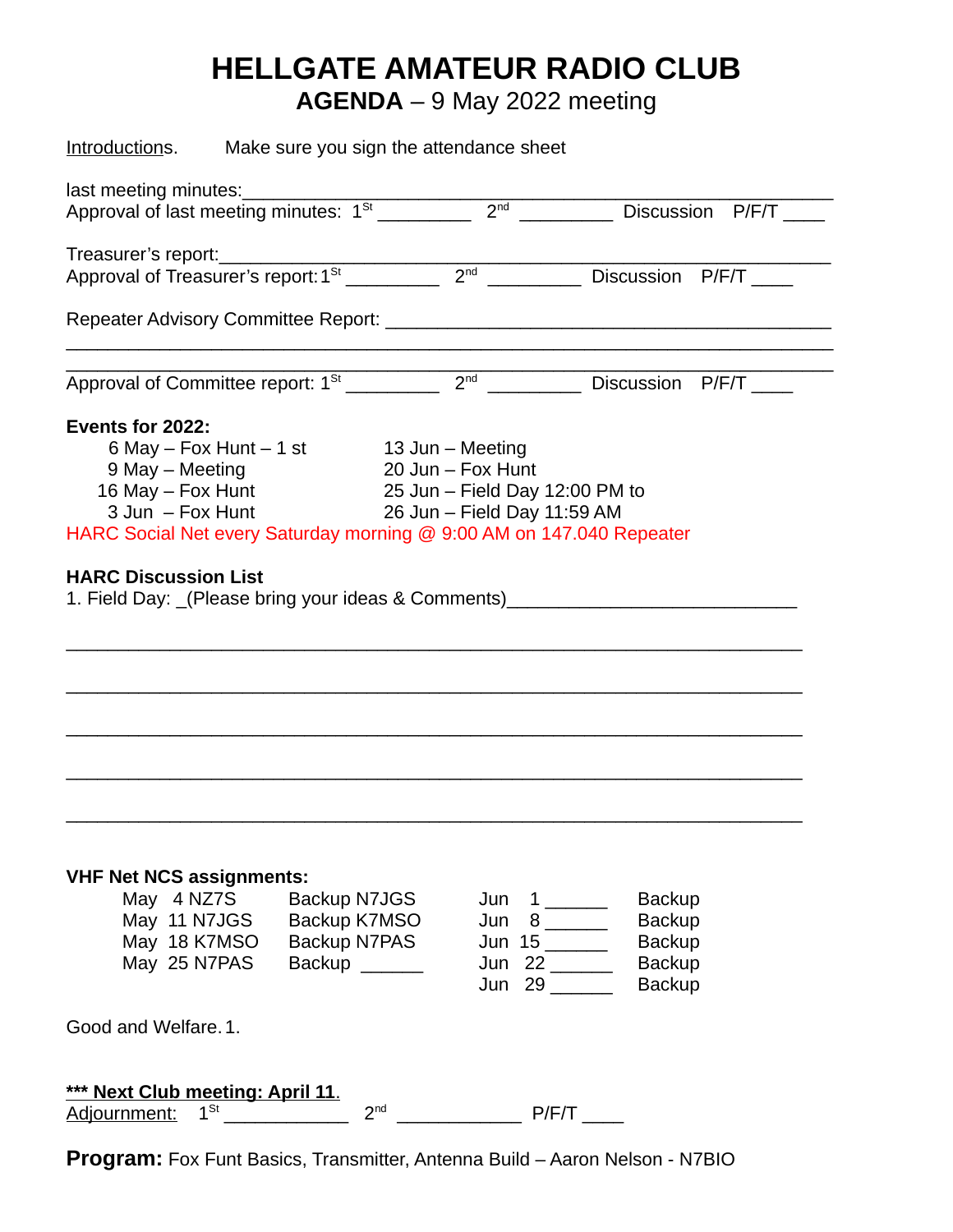# HELLGATE AMATEUR RADIO CLUB

## AGENDA – 9 May 2022 meeting

Introductions. Make sure you sign the attendance sheet

last meeting minutes:________________________________________________________

Approval of last meeting minutes: 1St _________ 2nd _________ Discussion P/F/T ____

Treasurer's report:___________________________________________________________

Approval of Treasurer's report: 1St _________ 2nd _________ Discussion P/F/T ____

Repeater Advisory Committee Report: __________________________________________

_____________________________________________________________________________

Approval of Committee report: 1St _________ 2nd _________ Discussion P/F/T ____

**Events for 2022:**

| | |
|---|---|
| 6 May – Fox Hunt – 1 st | 13 Jun – Meeting |
| 9 May – Meeting | 20 Jun – Fox Hunt |
| 16 May – Fox Hunt | 25 Jun – Field Day 12:00 PM to |
| 3 Jun – Fox Hunt | 26 Jun – Field Day 11:59 AM |

HARC Social Net every Saturday morning @ 9:00 AM on 147.040 Repeater

**HARC Discussion List**

1. Field Day: _(Please bring your ideas & Comments)___________________________

_____________________________________________________________________________

_____________________________________________________________________________

_____________________________________________________________________________

_____________________________________________________________________________

_____________________________________________________________________________

**VHF Net NCS assignments:**

| | | | |
|---|---|---|---|
| May 4 NZ7S | Backup N7JGS | Jun 1 ______ | Backup |
| May 11 N7JGS | Backup K7MSO | Jun 8 ______ | Backup |
| May 18 K7MSO | Backup N7PAS | Jun 15 ______ | Backup |
| May 25 N7PAS | Backup ______ | Jun 22 ______ | Backup |
| | | Jun 29 ______ | Backup |

Good and Welfare. 1.

***\*\*\* Next Club meeting: April 11.***

Adjournment: 1St ____________ 2nd ____________ P/F/T ____

**Program:** Fox Funt Basics, Transmitter, Antenna Build – Aaron Nelson - N7BIO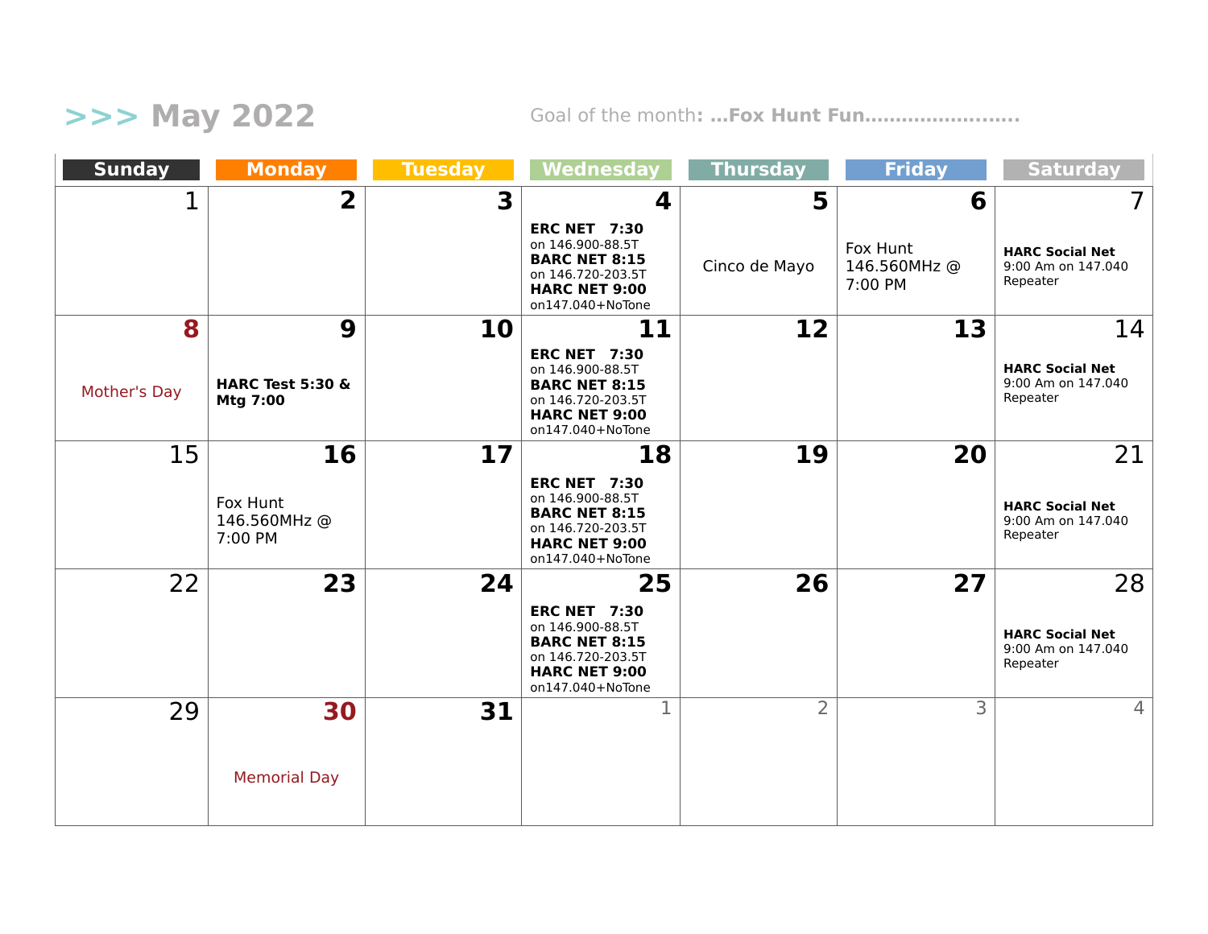# >>> May 2022

Goal of the month: **…Fox Hunt Fun……………………**

| Sunday | Monday | Tuesday | Wednesday | Thursday | Friday | Saturday |
|---|---|---|---|---|---|---|
| 1 | 2 | 3 | 4<br>**ERC NET 7:30** on 146.900-88.5T<br>**BARC NET 8:15** on 146.720-203.5T<br>**HARC NET 9:00** on147.040+NoTone | 5<br>Cinco de Mayo | 6<br>Fox Hunt 146.560MHz @ 7:00 PM | 7<br>**HARC Social Net** 9:00 Am on 147.040 Repeater |
| 8<br>Mother's Day | 9<br>**HARC Test 5:30 & Mtg 7:00** | 10 | 11<br>**ERC NET 7:30** on 146.900-88.5T<br>**BARC NET 8:15** on 146.720-203.5T<br>**HARC NET 9:00** on147.040+NoTone | 12 | 13 | 14<br>**HARC Social Net** 9:00 Am on 147.040 Repeater |
| 15 | 16<br>Fox Hunt 146.560MHz @ 7:00 PM | 17 | 18<br>**ERC NET 7:30** on 146.900-88.5T<br>**BARC NET 8:15** on 146.720-203.5T<br>**HARC NET 9:00** on147.040+NoTone | 19 | 20 | 21<br>**HARC Social Net** 9:00 Am on 147.040 Repeater |
| 22 | 23 | 24 | 25<br>**ERC NET 7:30** on 146.900-88.5T<br>**BARC NET 8:15** on 146.720-203.5T<br>**HARC NET 9:00** on147.040+NoTone | 26 | 27 | 28<br>**HARC Social Net** 9:00 Am on 147.040 Repeater |
| 29 | 30<br>Memorial Day | 31 | 1 | 2 | 3 | 4 |